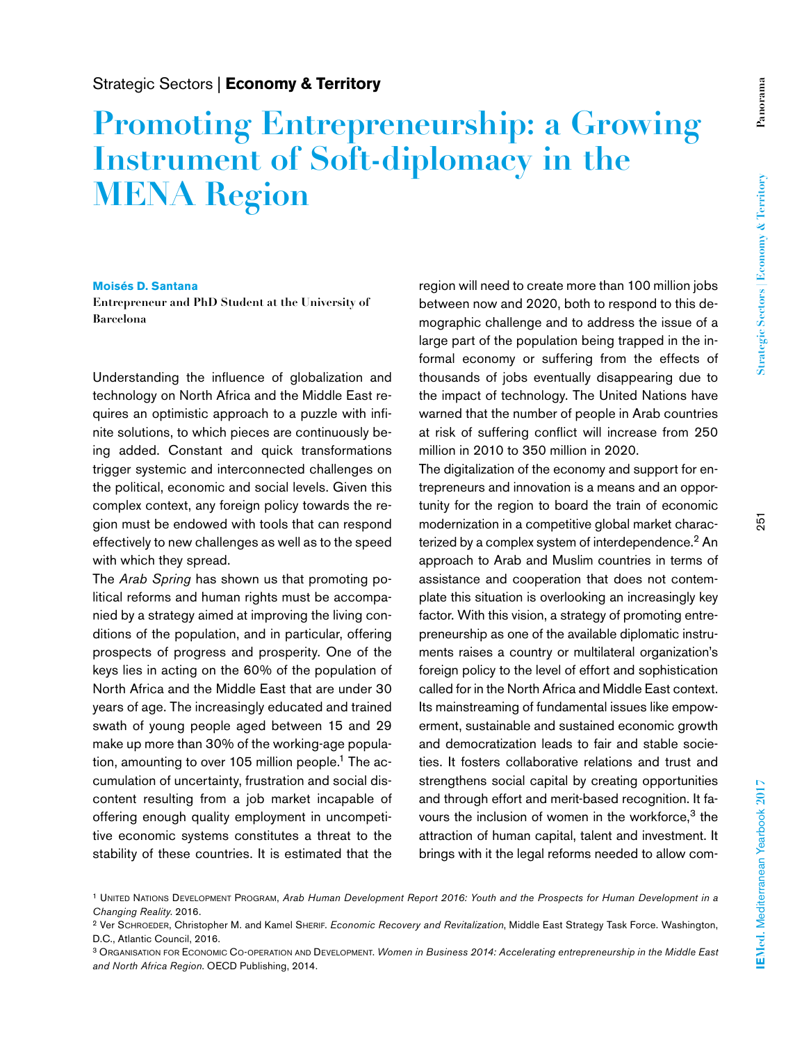Strategic Sectors | **Economy & Territory**

# Promoting Entrepreneurship: a Growing Instrument of Soft-diplomacy in the MENA Region

**Moisés D. Santana**

**Entrepreneur and PhD Student at the University of Barcelona**

Understanding the influence of globalization and technology on North Africa and the Middle East requires an optimistic approach to a puzzle with infinite solutions, to which pieces are continuously being added. Constant and quick transformations trigger systemic and interconnected challenges on the political, economic and social levels. Given this complex context, any foreign policy towards the region must be endowed with tools that can respond effectively to new challenges as well as to the speed with which they spread.

The *Arab Spring* has shown us that promoting political reforms and human rights must be accompanied by a strategy aimed at improving the living conditions of the population, and in particular, offering prospects of progress and prosperity. One of the keys lies in acting on the 60% of the population of North Africa and the Middle East that are under 30 years of age. The increasingly educated and trained swath of young people aged between 15 and 29 make up more than 30% of the working-age population, amounting to over 105 million people.[1] The accumulation of uncertainty, frustration and social discontent resulting from a job market incapable of offering enough quality employment in uncompetitive economic systems constitutes a threat to the stability of these countries. It is estimated that the region will need to create more than 100 million jobs between now and 2020, both to respond to this demographic challenge and to address the issue of a large part of the population being trapped in the informal economy or suffering from the effects of thousands of jobs eventually disappearing due to the impact of technology. The United Nations have warned that the number of people in Arab countries at risk of suffering conflict will increase from 250 million in 2010 to 350 million in 2020.

The digitalization of the economy and support for entrepreneurs and innovation is a means and an opportunity for the region to board the train of economic modernization in a competitive global market characterized by a complex system of interdependence.[2] An approach to Arab and Muslim countries in terms of assistance and cooperation that does not contemplate this situation is overlooking an increasingly key factor. With this vision, a strategy of promoting entrepreneurship as one of the available diplomatic instruments raises a country or multilateral organization's foreign policy to the level of effort and sophistication called for in the North Africa and Middle East context. Its mainstreaming of fundamental issues like empowerment, sustainable and sustained economic growth and democratization leads to fair and stable societies. It fosters collaborative relations and trust and strengthens social capital by creating opportunities and through effort and merit-based recognition. It favours the inclusion of women in the workforce,[3] the attraction of human capital, talent and investment. It brings with it the legal reforms needed to allow com-

---

[1] United Nations Development Program, *Arab Human Development Report 2016: Youth and the Prospects for Human Development in a Changing Reality*. 2016.

[2] Ver Schroeder, Christopher M. and Kamel Sherif. *Economic Recovery and Revitalization*, Middle East Strategy Task Force. Washington, D.C., Atlantic Council, 2016.

[3] Organisation for Economic Co-operation and Development. *Women in Business 2014: Accelerating entrepreneurship in the Middle East and North Africa Region*. OECD Publishing, 2014.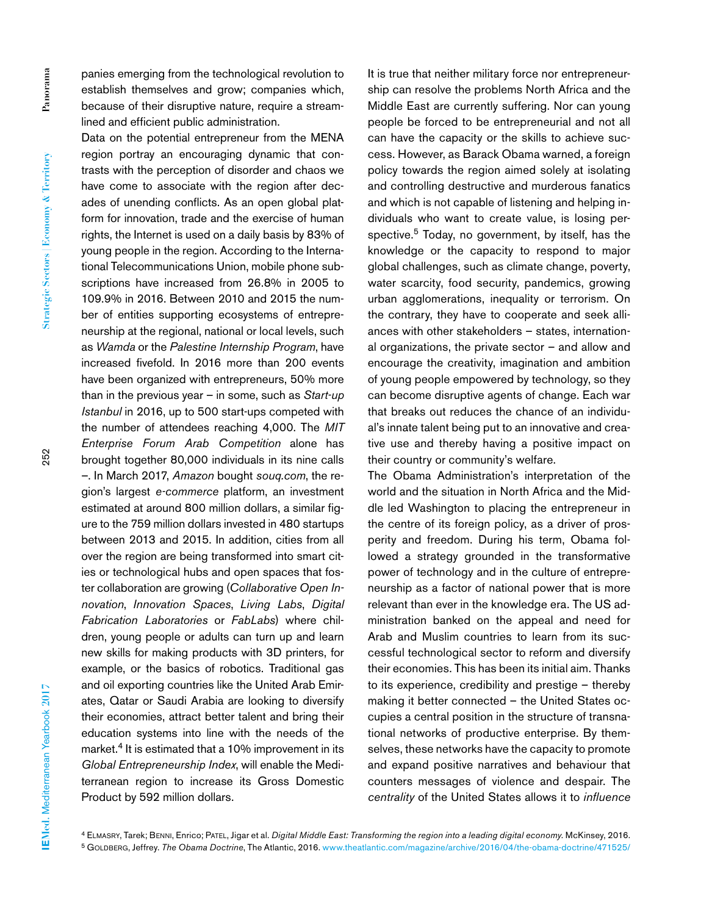panies emerging from the technological revolution to establish themselves and grow; companies which, because of their disruptive nature, require a streamlined and efficient public administration.

Data on the potential entrepreneur from the MENA region portray an encouraging dynamic that contrasts with the perception of disorder and chaos we have come to associate with the region after decades of unending conflicts. As an open global platform for innovation, trade and the exercise of human rights, the Internet is used on a daily basis by 83% of young people in the region. According to the International Telecommunications Union, mobile phone subscriptions have increased from 26.8% in 2005 to 109.9% in 2016. Between 2010 and 2015 the number of entities supporting ecosystems of entrepreneurship at the regional, national or local levels, such as *Wamda* or the *Palestine Internship Program*, have increased fivefold. In 2016 more than 200 events have been organized with entrepreneurs, 50% more than in the previous year – in some, such as *Start-up Istanbul* in 2016, up to 500 start-ups competed with the number of attendees reaching 4,000. The *MIT Enterprise Forum Arab Competition* alone has brought together 80,000 individuals in its nine calls –. In March 2017, *Amazon* bought *souq.com*, the region's largest *e-commerce* platform, an investment estimated at around 800 million dollars, a similar figure to the 759 million dollars invested in 480 startups between 2013 and 2015. In addition, cities from all over the region are being transformed into smart cities or technological hubs and open spaces that foster collaboration are growing (*Collaborative Open Innovation*, *Innovation Spaces*, *Living Labs*, *Digital Fabrication Laboratories* or *FabLabs*) where children, young people or adults can turn up and learn new skills for making products with 3D printers, for example, or the basics of robotics. Traditional gas and oil exporting countries like the United Arab Emirates, Qatar or Saudi Arabia are looking to diversify their economies, attract better talent and bring their education systems into line with the needs of the market.[4] It is estimated that a 10% improvement in its *Global Entrepreneurship Index*, will enable the Mediterranean region to increase its Gross Domestic Product by 592 million dollars.

It is true that neither military force nor entrepreneurship can resolve the problems North Africa and the Middle East are currently suffering. Nor can young people be forced to be entrepreneurial and not all can have the capacity or the skills to achieve success. However, as Barack Obama warned, a foreign policy towards the region aimed solely at isolating and controlling destructive and murderous fanatics and which is not capable of listening and helping individuals who want to create value, is losing perspective.[5] Today, no government, by itself, has the knowledge or the capacity to respond to major global challenges, such as climate change, poverty, water scarcity, food security, pandemics, growing urban agglomerations, inequality or terrorism. On the contrary, they have to cooperate and seek alliances with other stakeholders – states, international organizations, the private sector – and allow and encourage the creativity, imagination and ambition of young people empowered by technology, so they can become disruptive agents of change. Each war that breaks out reduces the chance of an individual's innate talent being put to an innovative and creative use and thereby having a positive impact on their country or community's welfare.

The Obama Administration's interpretation of the world and the situation in North Africa and the Middle led Washington to placing the entrepreneur in the centre of its foreign policy, as a driver of prosperity and freedom. During his term, Obama followed a strategy grounded in the transformative power of technology and in the culture of entrepreneurship as a factor of national power that is more relevant than ever in the knowledge era. The US administration banked on the appeal and need for Arab and Muslim countries to learn from its successful technological sector to reform and diversify their economies. This has been its initial aim. Thanks to its experience, credibility and prestige – thereby making it better connected – the United States occupies a central position in the structure of transnational networks of productive enterprise. By themselves, these networks have the capacity to promote and expand positive narratives and behaviour that counters messages of violence and despair. The *centrality* of the United States allows it to *influence*

[4] Elmasry, Tarek; Benni, Enrico; Patel, Jigar et al. *Digital Middle East: Transforming the region into a leading digital economy*. McKinsey, 2016.

[5] Goldberg, Jeffrey. *The Obama Doctrine*, The Atlantic, 2016. www.theatlantic.com/magazine/archive/2016/04/the-obama-doctrine/471525/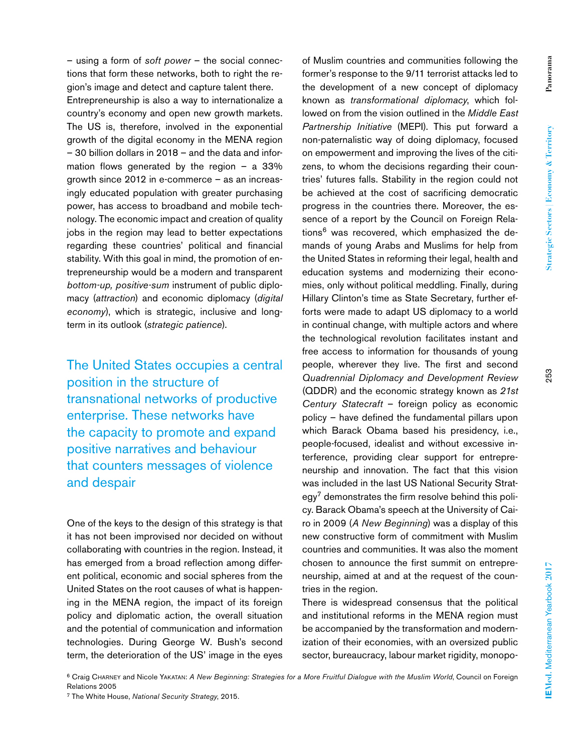– using a form of *soft power* – the social connections that form these networks, both to right the region's image and detect and capture talent there.

Entrepreneurship is also a way to internationalize a country's economy and open new growth markets. The US is, therefore, involved in the exponential growth of the digital economy in the MENA region – 30 billion dollars in 2018 – and the data and information flows generated by the region – a 33% growth since 2012 in e-commerce – as an increasingly educated population with greater purchasing power, has access to broadband and mobile technology. The economic impact and creation of quality jobs in the region may lead to better expectations regarding these countries' political and financial stability. With this goal in mind, the promotion of entrepreneurship would be a modern and transparent *bottom-up, positive-sum* instrument of public diplomacy (*attraction*) and economic diplomacy (*digital economy*), which is strategic, inclusive and long-term in its outlook (*strategic patience*).

> The United States occupies a central position in the structure of transnational networks of productive enterprise. These networks have the capacity to promote and expand positive narratives and behaviour that counters messages of violence and despair

One of the keys to the design of this strategy is that it has not been improvised nor decided on without collaborating with countries in the region. Instead, it has emerged from a broad reflection among different political, economic and social spheres from the United States on the root causes of what is happening in the MENA region, the impact of its foreign policy and diplomatic action, the overall situation and the potential of communication and information technologies. During George W. Bush's second term, the deterioration of the US' image in the eyes of Muslim countries and communities following the former's response to the 9/11 terrorist attacks led to the development of a new concept of diplomacy known as *transformational diplomacy*, which followed on from the vision outlined in the *Middle East Partnership Initiative* (MEPI). This put forward a non-paternalistic way of doing diplomacy, focused on empowerment and improving the lives of the citizens, to whom the decisions regarding their countries' futures falls. Stability in the region could not be achieved at the cost of sacrificing democratic progress in the countries there. Moreover, the essence of a report by the Council on Foreign Relations[6] was recovered, which emphasized the demands of young Arabs and Muslims for help from the United States in reforming their legal, health and education systems and modernizing their economies, only without political meddling. Finally, during Hillary Clinton's time as State Secretary, further efforts were made to adapt US diplomacy to a world in continual change, with multiple actors and where the technological revolution facilitates instant and free access to information for thousands of young people, wherever they live. The first and second *Quadrennial Diplomacy and Development Review* (QDDR) and the economic strategy known as *21st Century Statecraft* – foreign policy as economic policy – have defined the fundamental pillars upon which Barack Obama based his presidency, i.e., people-focused, idealist and without excessive interference, providing clear support for entrepreneurship and innovation. The fact that this vision was included in the last US National Security Strategy[7] demonstrates the firm resolve behind this policy. Barack Obama's speech at the University of Cairo in 2009 (*A New Beginning*) was a display of this new constructive form of commitment with Muslim countries and communities. It was also the moment chosen to announce the first summit on entrepreneurship, aimed at and at the request of the countries in the region.

There is widespread consensus that the political and institutional reforms in the MENA region must be accompanied by the transformation and modernization of their economies, with an oversized public sector, bureaucracy, labour market rigidity, monopo-

---

[6] Craig Charney and Nicole Yakatan: *A New Beginning: Strategies for a More Fruitful Dialogue with the Muslim World*, Council on Foreign Relations 2005

[7] The White House, *National Security Strategy*, 2015.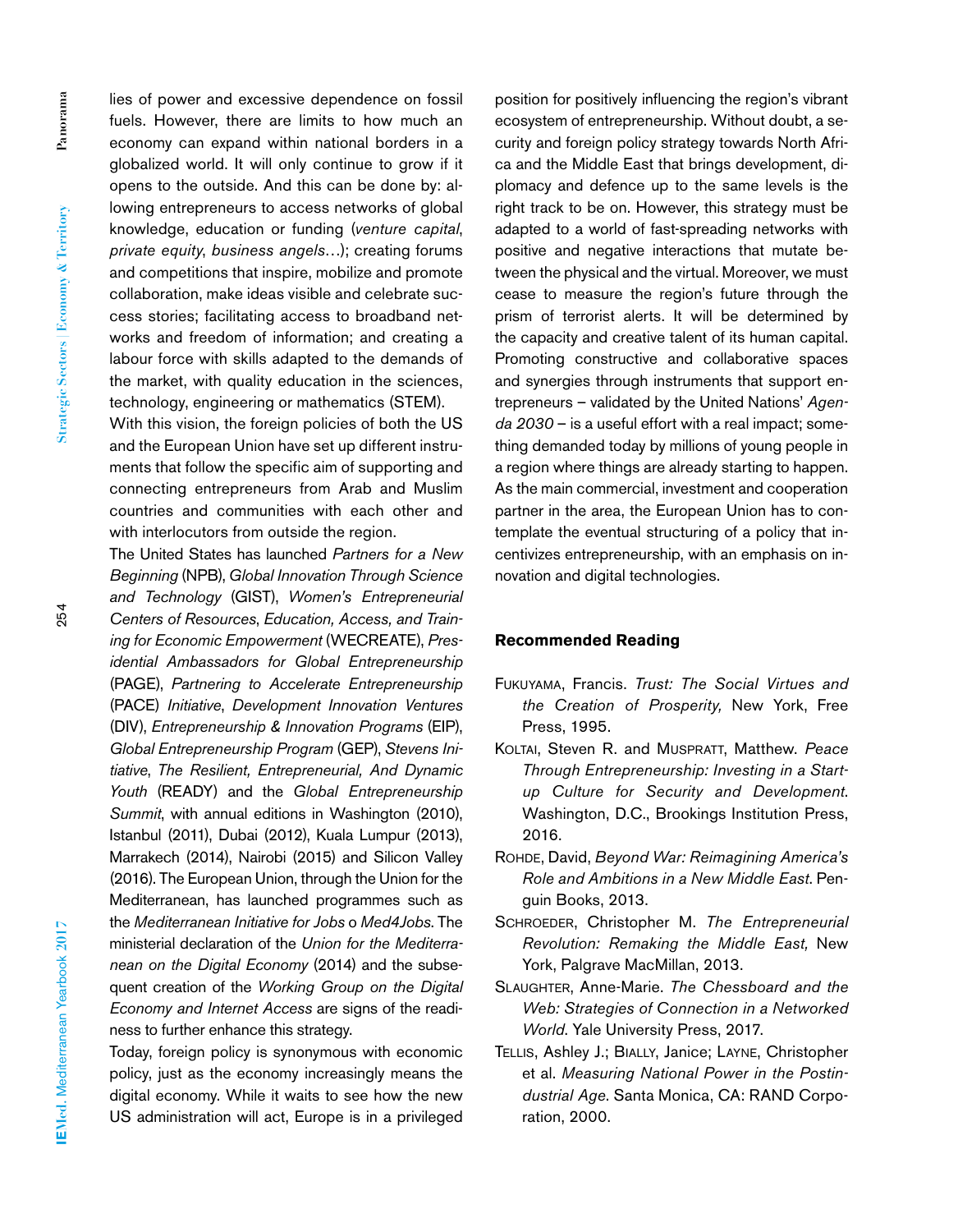lies of power and excessive dependence on fossil fuels. However, there are limits to how much an economy can expand within national borders in a globalized world. It will only continue to grow if it opens to the outside. And this can be done by: allowing entrepreneurs to access networks of global knowledge, education or funding (*venture capital*, *private equity*, *business angels*…); creating forums and competitions that inspire, mobilize and promote collaboration, make ideas visible and celebrate success stories; facilitating access to broadband networks and freedom of information; and creating a labour force with skills adapted to the demands of the market, with quality education in the sciences, technology, engineering or mathematics (STEM).

With this vision, the foreign policies of both the US and the European Union have set up different instruments that follow the specific aim of supporting and connecting entrepreneurs from Arab and Muslim countries and communities with each other and with interlocutors from outside the region.

The United States has launched *Partners for a New Beginning* (NPB), *Global Innovation Through Science and Technology* (GIST), *Women's Entrepreneurial Centers of Resources*, *Education, Access, and Training for Economic Empowerment* (WECREATE), *Presidential Ambassadors for Global Entrepreneurship* (PAGE), *Partnering to Accelerate Entrepreneurship* (PACE) *Initiative*, *Development Innovation Ventures* (DIV), *Entrepreneurship & Innovation Programs* (EIP), *Global Entrepreneurship Program* (GEP), *Stevens Initiative*, *The Resilient, Entrepreneurial, And Dynamic Youth* (READY) and the *Global Entrepreneurship Summit*, with annual editions in Washington (2010), Istanbul (2011), Dubai (2012), Kuala Lumpur (2013), Marrakech (2014), Nairobi (2015) and Silicon Valley (2016). The European Union, through the Union for the Mediterranean, has launched programmes such as the *Mediterranean Initiative for Jobs* o *Med4Jobs*. The ministerial declaration of the *Union for the Mediterranean on the Digital Economy* (2014) and the subsequent creation of the *Working Group on the Digital Economy and Internet Access* are signs of the readiness to further enhance this strategy.

Today, foreign policy is synonymous with economic policy, just as the economy increasingly means the digital economy. While it waits to see how the new US administration will act, Europe is in a privileged position for positively influencing the region's vibrant ecosystem of entrepreneurship. Without doubt, a security and foreign policy strategy towards North Africa and the Middle East that brings development, diplomacy and defence up to the same levels is the right track to be on. However, this strategy must be adapted to a world of fast-spreading networks with positive and negative interactions that mutate between the physical and the virtual. Moreover, we must cease to measure the region's future through the prism of terrorist alerts. It will be determined by the capacity and creative talent of its human capital. Promoting constructive and collaborative spaces and synergies through instruments that support entrepreneurs – validated by the United Nations' *Agenda 2030* – is a useful effort with a real impact; something demanded today by millions of young people in a region where things are already starting to happen. As the main commercial, investment and cooperation partner in the area, the European Union has to contemplate the eventual structuring of a policy that incentivizes entrepreneurship, with an emphasis on innovation and digital technologies.

## Recommended Reading

- Fukuyama, Francis. *Trust: The Social Virtues and the Creation of Prosperity,* New York, Free Press, 1995.
- Koltai, Steven R. and Muspratt, Matthew. *Peace Through Entrepreneurship: Investing in a Startup Culture for Security and Development*. Washington, D.C., Brookings Institution Press, 2016.
- Rohde, David, *Beyond War: Reimagining America's Role and Ambitions in a New Middle East*. Penguin Books, 2013.
- Schroeder, Christopher M. *The Entrepreneurial Revolution: Remaking the Middle East,* New York, Palgrave MacMillan, 2013.
- Slaughter, Anne-Marie. *The Chessboard and the Web: Strategies of Connection in a Networked World*. Yale University Press, 2017.
- Tellis, Ashley J.; Bially, Janice; Layne, Christopher et al. *Measuring National Power in the Postindustrial Age*. Santa Monica, CA: RAND Corporation, 2000.